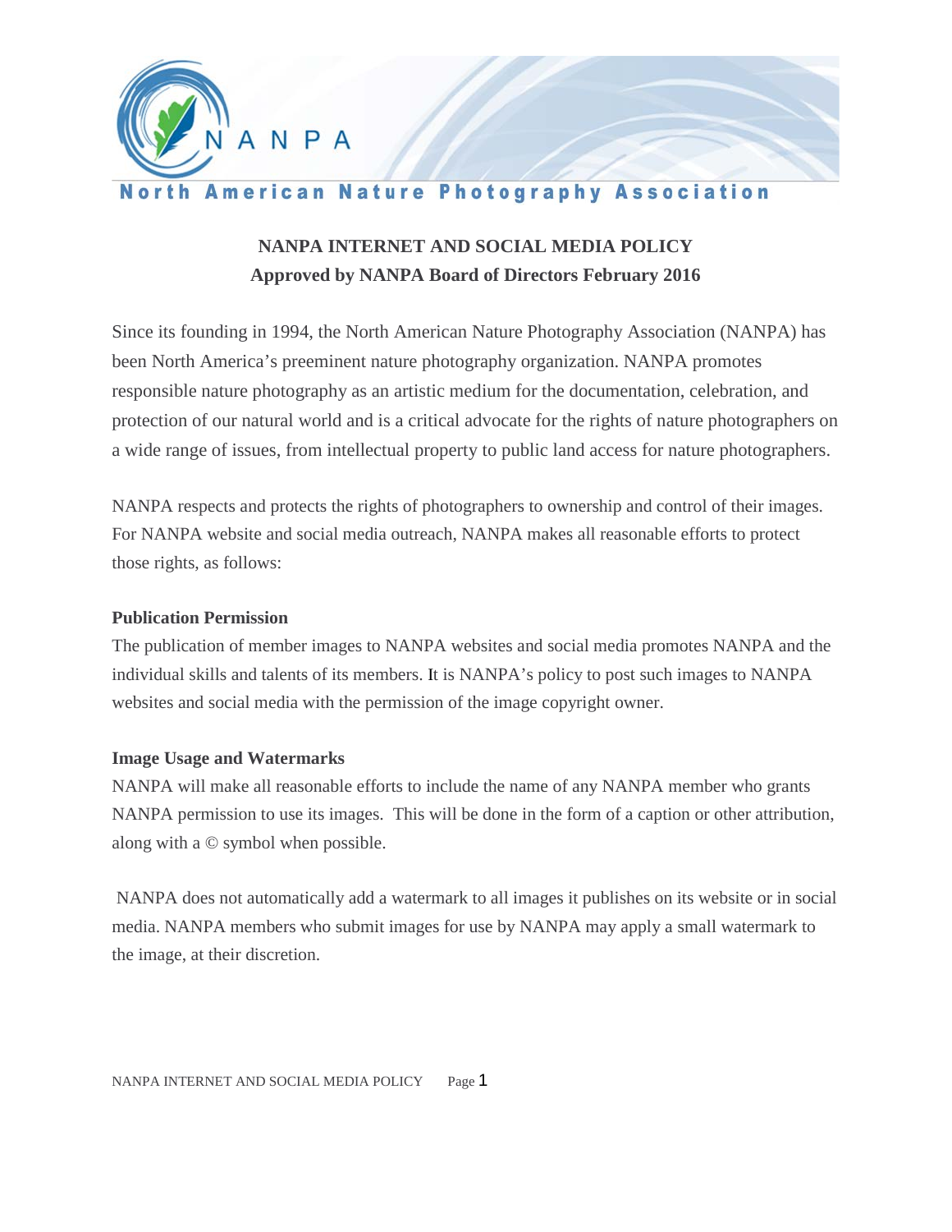# NANPA

## North American Nature Photography Association

**NANPA INTERNET AND SOCIAL MEDIA POLICY**
**Approved by NANPA Board of Directors February 2016**

Since its founding in 1994, the North American Nature Photography Association (NANPA) has been North America's preeminent nature photography organization. NANPA promotes responsible nature photography as an artistic medium for the documentation, celebration, and protection of our natural world and is a critical advocate for the rights of nature photographers on a wide range of issues, from intellectual property to public land access for nature photographers.

NANPA respects and protects the rights of photographers to ownership and control of their images. For NANPA website and social media outreach, NANPA makes all reasonable efforts to protect those rights, as follows:

**Publication Permission**

The publication of member images to NANPA websites and social media promotes NANPA and the individual skills and talents of its members. It is NANPA's policy to post such images to NANPA websites and social media with the permission of the image copyright owner.

**Image Usage and Watermarks**

NANPA will make all reasonable efforts to include the name of any NANPA member who grants NANPA permission to use its images. This will be done in the form of a caption or other attribution, along with a © symbol when possible.

NANPA does not automatically add a watermark to all images it publishes on its website or in social media. NANPA members who submit images for use by NANPA may apply a small watermark to the image, at their discretion.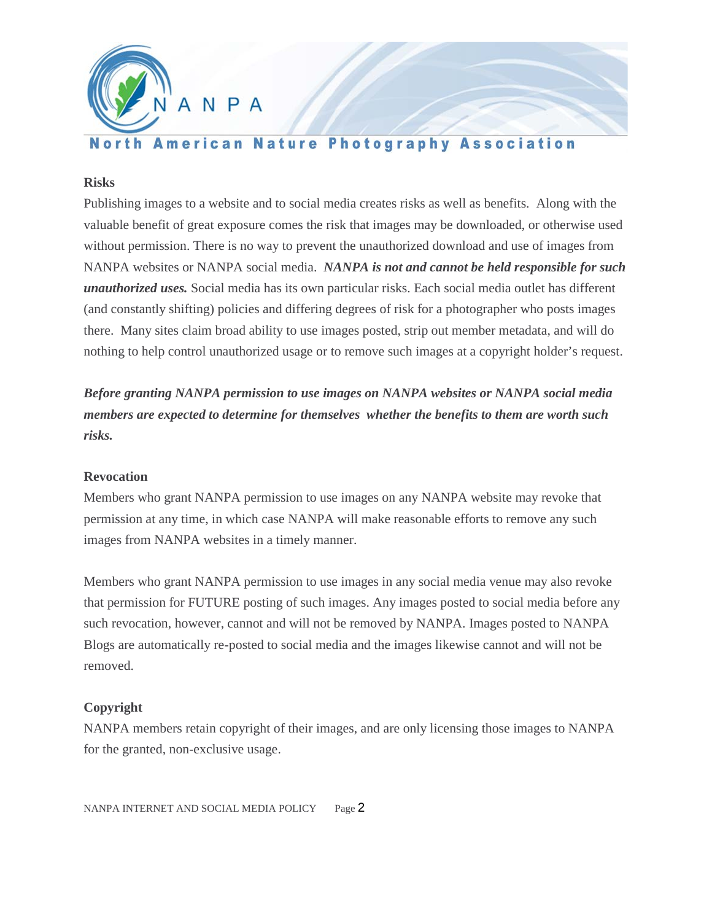**Risks**

Publishing images to a website and to social media creates risks as well as benefits. Along with the valuable benefit of great exposure comes the risk that images may be downloaded, or otherwise used without permission. There is no way to prevent the unauthorized download and use of images from NANPA websites or NANPA social media. ***NANPA is not and cannot be held responsible for such unauthorized uses.*** Social media has its own particular risks. Each social media outlet has different (and constantly shifting) policies and differing degrees of risk for a photographer who posts images there. Many sites claim broad ability to use images posted, strip out member metadata, and will do nothing to help control unauthorized usage or to remove such images at a copyright holder's request.

***Before granting NANPA permission to use images on NANPA websites or NANPA social media members are expected to determine for themselves whether the benefits to them are worth such risks.***

**Revocation**

Members who grant NANPA permission to use images on any NANPA website may revoke that permission at any time, in which case NANPA will make reasonable efforts to remove any such images from NANPA websites in a timely manner.

Members who grant NANPA permission to use images in any social media venue may also revoke that permission for FUTURE posting of such images. Any images posted to social media before any such revocation, however, cannot and will not be removed by NANPA. Images posted to NANPA Blogs are automatically re-posted to social media and the images likewise cannot and will not be removed.

**Copyright**

NANPA members retain copyright of their images, and are only licensing those images to NANPA for the granted, non-exclusive usage.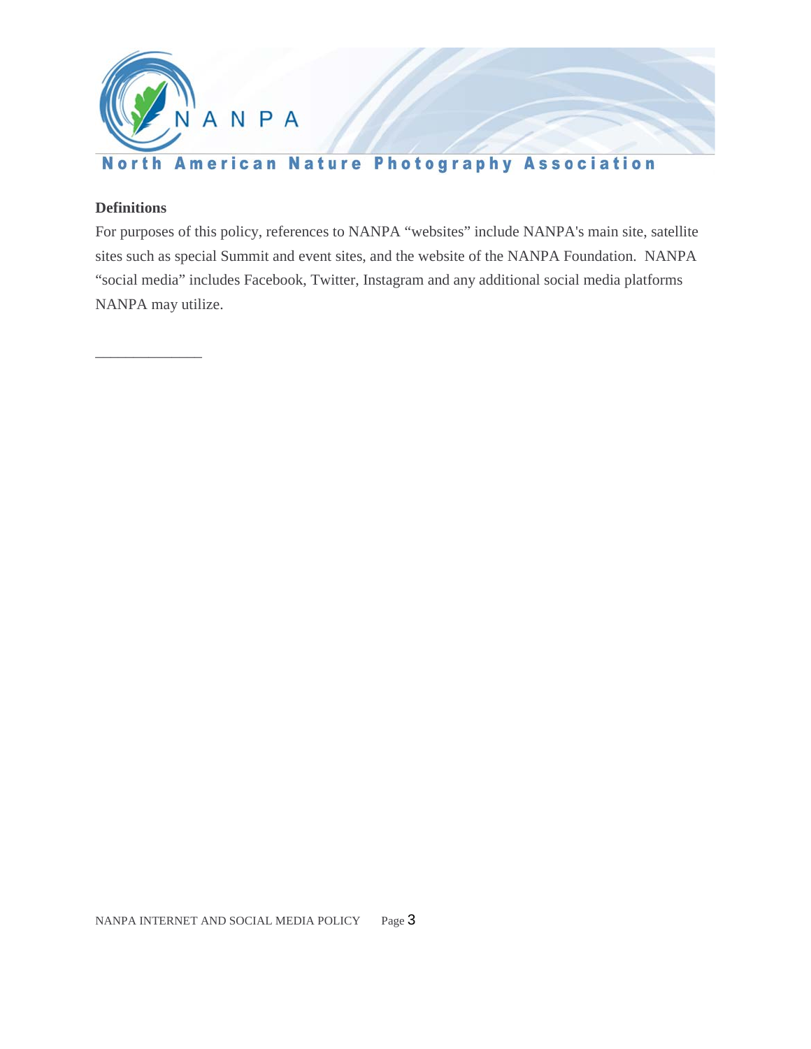**Definitions**

For purposes of this policy, references to NANPA "websites" include NANPA's main site, satellite sites such as special Summit and event sites, and the website of the NANPA Foundation. NANPA "social media" includes Facebook, Twitter, Instagram and any additional social media platforms NANPA may utilize.

______________